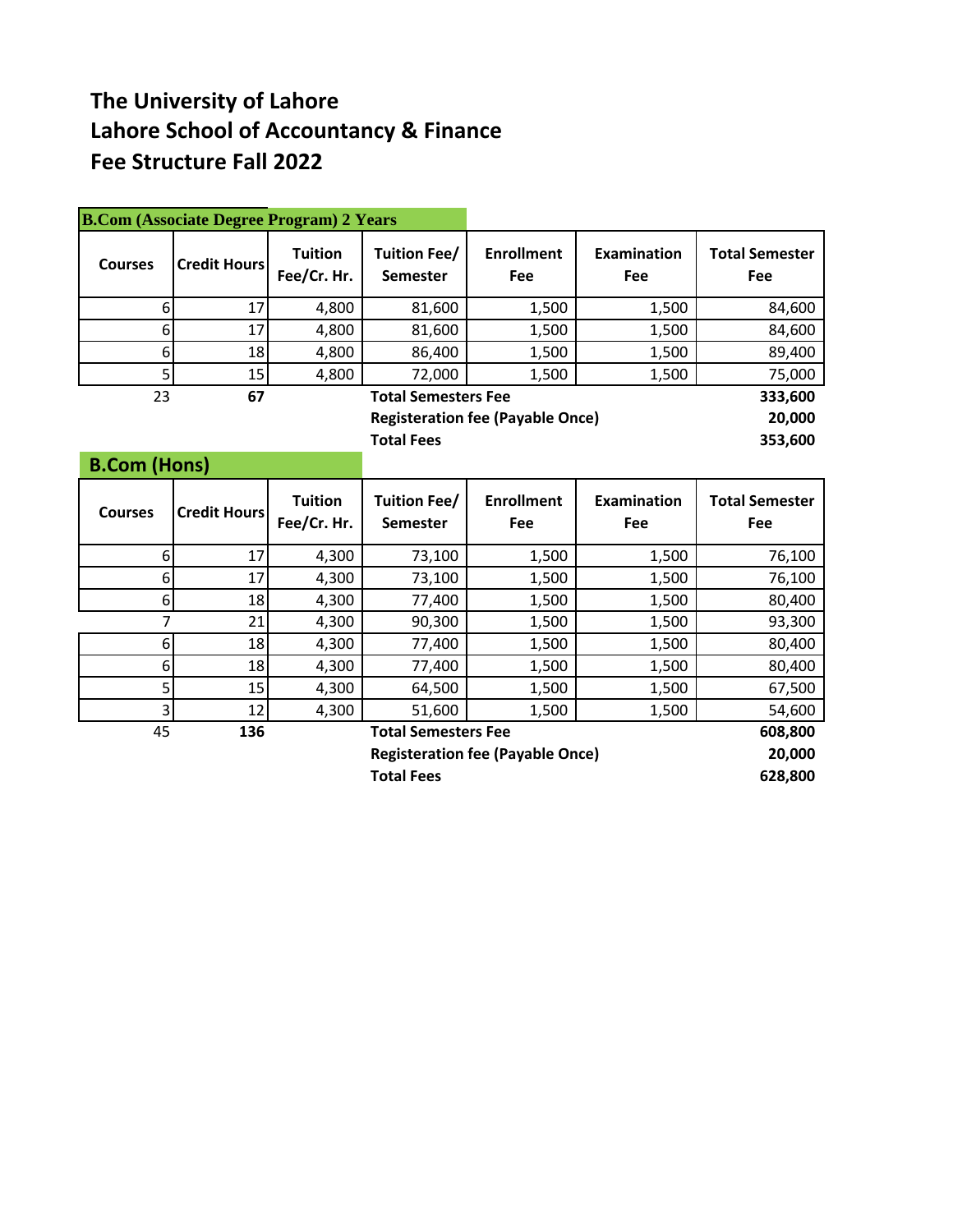# The University of Lahore
# Lahore School of Accountancy & Finance
# Fee Structure Fall 2022

## B.Com (Associate Degree Program) 2 Years

| Courses | Credit Hours | Tuition Fee/Cr. Hr. | Tuition Fee/ Semester | Enrollment Fee | Examination Fee | Total Semester Fee |
|---|---|---|---|---|---|---|
| 6 | 17 | 4,800 | 81,600 | 1,500 | 1,500 | 84,600 |
| 6 | 17 | 4,800 | 81,600 | 1,500 | 1,500 | 84,600 |
| 6 | 18 | 4,800 | 86,400 | 1,500 | 1,500 | 89,400 |
| 5 | 15 | 4,800 | 72,000 | 1,500 | 1,500 | 75,000 |
| 23 | **67** | | **Total Semesters Fee** | | | **333,600** |
| | | | **Registeration fee (Payable Once)** | | | **20,000** |
| | | | **Total Fees** | | | **353,600** |

## B.Com (Hons)

| Courses | Credit Hours | Tuition Fee/Cr. Hr. | Tuition Fee/ Semester | Enrollment Fee | Examination Fee | Total Semester Fee |
|---|---|---|---|---|---|---|
| 6 | 17 | 4,300 | 73,100 | 1,500 | 1,500 | 76,100 |
| 6 | 17 | 4,300 | 73,100 | 1,500 | 1,500 | 76,100 |
| 6 | 18 | 4,300 | 77,400 | 1,500 | 1,500 | 80,400 |
| 7 | 21 | 4,300 | 90,300 | 1,500 | 1,500 | 93,300 |
| 6 | 18 | 4,300 | 77,400 | 1,500 | 1,500 | 80,400 |
| 6 | 18 | 4,300 | 77,400 | 1,500 | 1,500 | 80,400 |
| 5 | 15 | 4,300 | 64,500 | 1,500 | 1,500 | 67,500 |
| 3 | 12 | 4,300 | 51,600 | 1,500 | 1,500 | 54,600 |
| 45 | **136** | | **Total Semesters Fee** | | | **608,800** |
| | | | **Registeration fee (Payable Once)** | | | **20,000** |
| | | | **Total Fees** | | | **628,800** |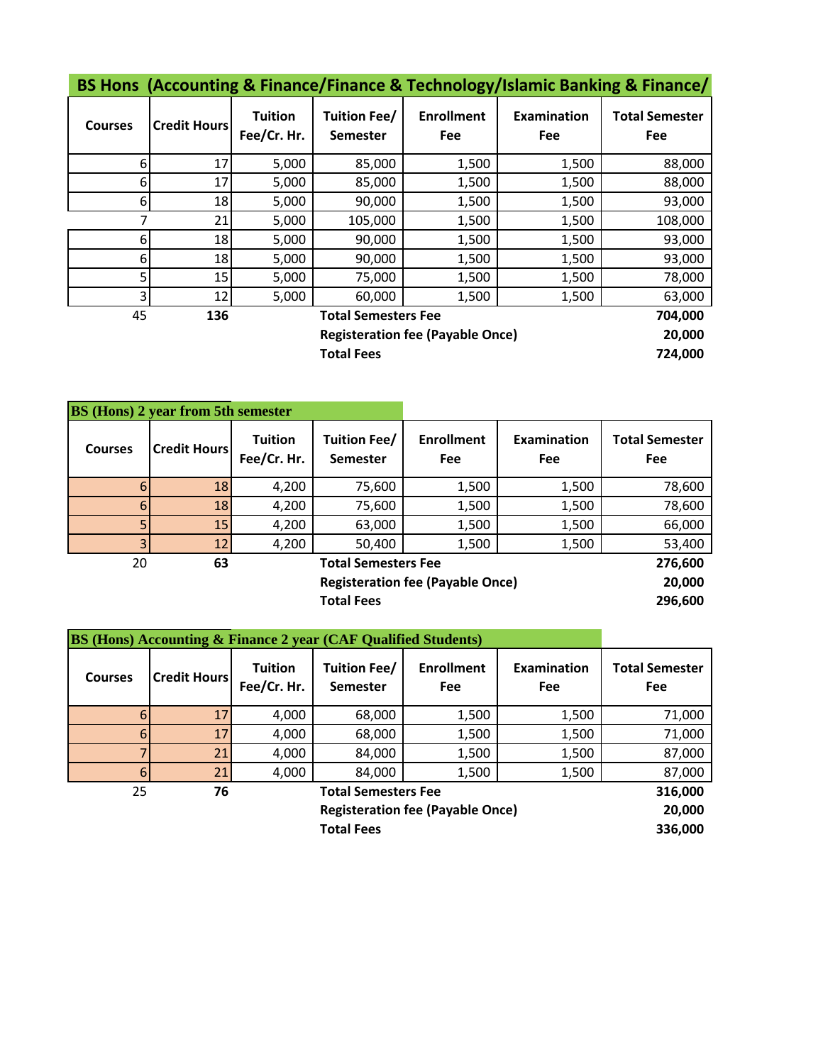## BS Hons (Accounting & Finance/Finance & Technology/Islamic Banking & Finance/

| Courses | Credit Hours | Tuition Fee/Cr. Hr. | Tuition Fee/ Semester | Enrollment Fee | Examination Fee | Total Semester Fee |
|---|---|---|---|---|---|---|
| 6 | 17 | 5,000 | 85,000 | 1,500 | 1,500 | 88,000 |
| 6 | 17 | 5,000 | 85,000 | 1,500 | 1,500 | 88,000 |
| 6 | 18 | 5,000 | 90,000 | 1,500 | 1,500 | 93,000 |
| 7 | 21 | 5,000 | 105,000 | 1,500 | 1,500 | 108,000 |
| 6 | 18 | 5,000 | 90,000 | 1,500 | 1,500 | 93,000 |
| 6 | 18 | 5,000 | 90,000 | 1,500 | 1,500 | 93,000 |
| 5 | 15 | 5,000 | 75,000 | 1,500 | 1,500 | 78,000 |
| 3 | 12 | 5,000 | 60,000 | 1,500 | 1,500 | 63,000 |
| 45 | **136** | | **Total Semesters Fee** | | | **704,000** |
| | | | **Registeration fee (Payable Once)** | | | **20,000** |
| | | | **Total Fees** | | | **724,000** |

## BS (Hons) 2 year from 5th semester

| Courses | Credit Hours | Tuition Fee/Cr. Hr. | Tuition Fee/ Semester | Enrollment Fee | Examination Fee | Total Semester Fee |
|---|---|---|---|---|---|---|
| 6 | 18 | 4,200 | 75,600 | 1,500 | 1,500 | 78,600 |
| 6 | 18 | 4,200 | 75,600 | 1,500 | 1,500 | 78,600 |
| 5 | 15 | 4,200 | 63,000 | 1,500 | 1,500 | 66,000 |
| 3 | 12 | 4,200 | 50,400 | 1,500 | 1,500 | 53,400 |
| 20 | **63** | | **Total Semesters Fee** | | | **276,600** |
| | | | **Registeration fee (Payable Once)** | | | **20,000** |
| | | | **Total Fees** | | | **296,600** |

## BS (Hons) Accounting & Finance 2 year (CAF Qualified Students)

| Courses | Credit Hours | Tuition Fee/Cr. Hr. | Tuition Fee/ Semester | Enrollment Fee | Examination Fee | Total Semester Fee |
|---|---|---|---|---|---|---|
| 6 | 17 | 4,000 | 68,000 | 1,500 | 1,500 | 71,000 |
| 6 | 17 | 4,000 | 68,000 | 1,500 | 1,500 | 71,000 |
| 7 | 21 | 4,000 | 84,000 | 1,500 | 1,500 | 87,000 |
| 6 | 21 | 4,000 | 84,000 | 1,500 | 1,500 | 87,000 |
| 25 | **76** | | **Total Semesters Fee** | | | **316,000** |
| | | | **Registeration fee (Payable Once)** | | | **20,000** |
| | | | **Total Fees** | | | **336,000** |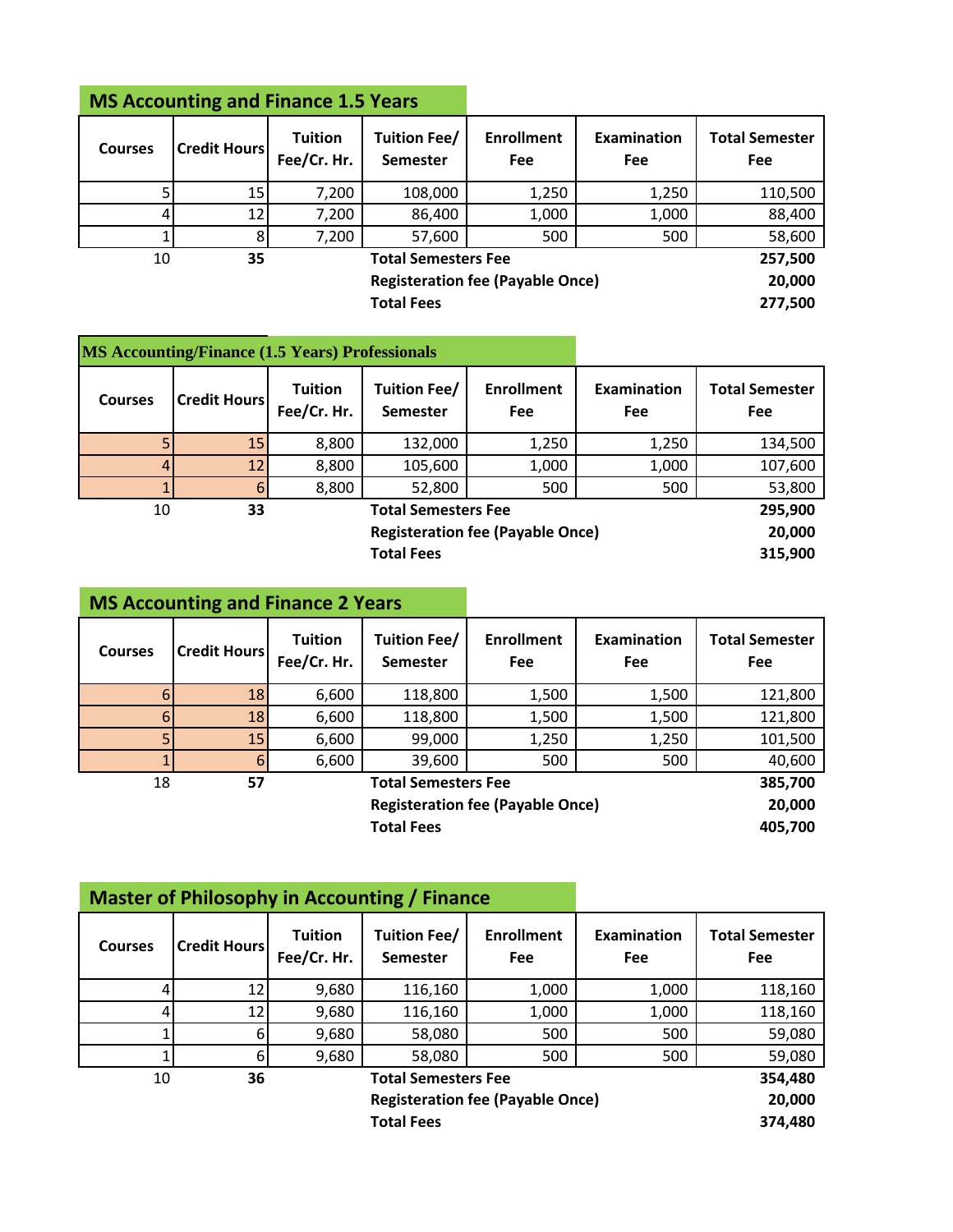## MS Accounting and Finance 1.5 Years

| Courses | Credit Hours | Tuition Fee/Cr. Hr. | Tuition Fee/ Semester | Enrollment Fee | Examination Fee | Total Semester Fee |
|---|---|---|---|---|---|---|
| 5 | 15 | 7,200 | 108,000 | 1,250 | 1,250 | 110,500 |
| 4 | 12 | 7,200 | 86,400 | 1,000 | 1,000 | 88,400 |
| 1 | 8 | 7,200 | 57,600 | 500 | 500 | 58,600 |
| 10 | **35** | | **Total Semesters Fee** | | | **257,500** |
| | | | **Registeration fee (Payable Once)** | | | **20,000** |
| | | | **Total Fees** | | | **277,500** |

## MS Accounting/Finance (1.5 Years) Professionals

| Courses | Credit Hours | Tuition Fee/Cr. Hr. | Tuition Fee/ Semester | Enrollment Fee | Examination Fee | Total Semester Fee |
|---|---|---|---|---|---|---|
| 5 | 15 | 8,800 | 132,000 | 1,250 | 1,250 | 134,500 |
| 4 | 12 | 8,800 | 105,600 | 1,000 | 1,000 | 107,600 |
| 1 | 6 | 8,800 | 52,800 | 500 | 500 | 53,800 |
| 10 | **33** | | **Total Semesters Fee** | | | **295,900** |
| | | | **Registeration fee (Payable Once)** | | | **20,000** |
| | | | **Total Fees** | | | **315,900** |

## MS Accounting and Finance 2 Years

| Courses | Credit Hours | Tuition Fee/Cr. Hr. | Tuition Fee/ Semester | Enrollment Fee | Examination Fee | Total Semester Fee |
|---|---|---|---|---|---|---|
| 6 | 18 | 6,600 | 118,800 | 1,500 | 1,500 | 121,800 |
| 6 | 18 | 6,600 | 118,800 | 1,500 | 1,500 | 121,800 |
| 5 | 15 | 6,600 | 99,000 | 1,250 | 1,250 | 101,500 |
| 1 | 6 | 6,600 | 39,600 | 500 | 500 | 40,600 |
| 18 | **57** | | **Total Semesters Fee** | | | **385,700** |
| | | | **Registeration fee (Payable Once)** | | | **20,000** |
| | | | **Total Fees** | | | **405,700** |

## Master of Philosophy in Accounting / Finance

| Courses | Credit Hours | Tuition Fee/Cr. Hr. | Tuition Fee/ Semester | Enrollment Fee | Examination Fee | Total Semester Fee |
|---|---|---|---|---|---|---|
| 4 | 12 | 9,680 | 116,160 | 1,000 | 1,000 | 118,160 |
| 4 | 12 | 9,680 | 116,160 | 1,000 | 1,000 | 118,160 |
| 1 | 6 | 9,680 | 58,080 | 500 | 500 | 59,080 |
| 1 | 6 | 9,680 | 58,080 | 500 | 500 | 59,080 |
| 10 | **36** | | **Total Semesters Fee** | | | **354,480** |
| | | | **Registeration fee (Payable Once)** | | | **20,000** |
| | | | **Total Fees** | | | **374,480** |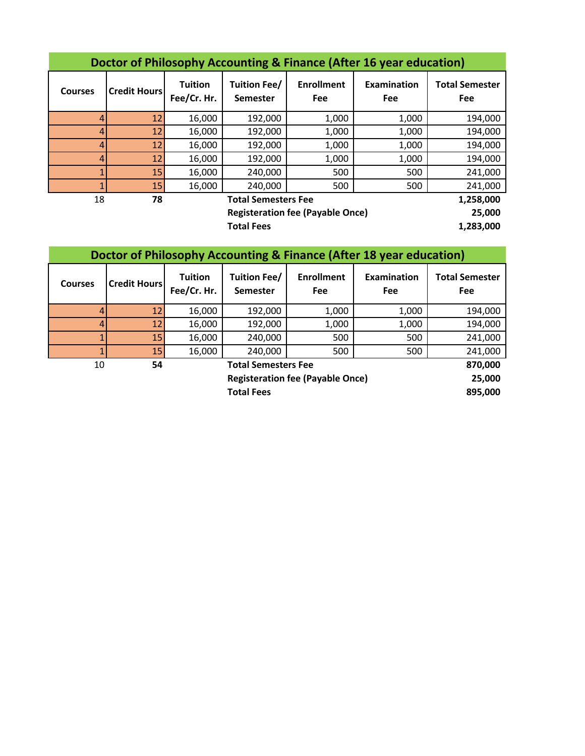## Doctor of Philosophy Accounting & Finance (After 16 year education)

| Courses | Credit Hours | Tuition Fee/Cr. Hr. | Tuition Fee/ Semester | Enrollment Fee | Examination Fee | Total Semester Fee |
|---|---|---|---|---|---|---|
| 4 | 12 | 16,000 | 192,000 | 1,000 | 1,000 | 194,000 |
| 4 | 12 | 16,000 | 192,000 | 1,000 | 1,000 | 194,000 |
| 4 | 12 | 16,000 | 192,000 | 1,000 | 1,000 | 194,000 |
| 4 | 12 | 16,000 | 192,000 | 1,000 | 1,000 | 194,000 |
| 1 | 15 | 16,000 | 240,000 | 500 | 500 | 241,000 |
| 1 | 15 | 16,000 | 240,000 | 500 | 500 | 241,000 |
| 18 | **78** | | **Total Semesters Fee** | | | **1,258,000** |
| | | | **Registeration fee (Payable Once)** | | | **25,000** |
| | | | **Total Fees** | | | **1,283,000** |

## Doctor of Philosophy Accounting & Finance (After 18 year education)

| Courses | Credit Hours | Tuition Fee/Cr. Hr. | Tuition Fee/ Semester | Enrollment Fee | Examination Fee | Total Semester Fee |
|---|---|---|---|---|---|---|
| 4 | 12 | 16,000 | 192,000 | 1,000 | 1,000 | 194,000 |
| 4 | 12 | 16,000 | 192,000 | 1,000 | 1,000 | 194,000 |
| 1 | 15 | 16,000 | 240,000 | 500 | 500 | 241,000 |
| 1 | 15 | 16,000 | 240,000 | 500 | 500 | 241,000 |
| 10 | **54** | | **Total Semesters Fee** | | | **870,000** |
| | | | **Registeration fee (Payable Once)** | | | **25,000** |
| | | | **Total Fees** | | | **895,000** |